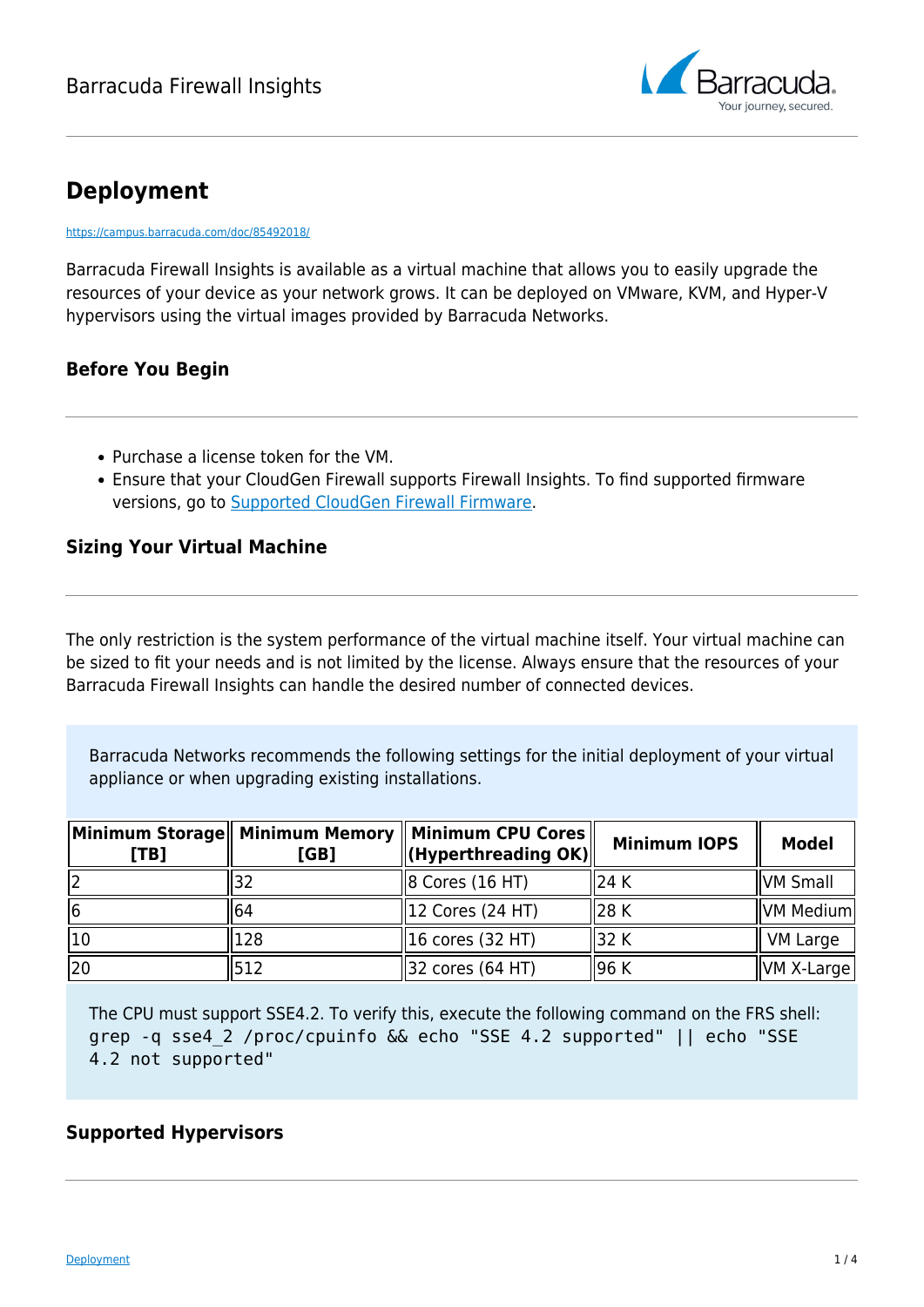# Deployment

https://campus.barracuda.com/doc/85492018/

Barracuda Firewall Insights is available as a virtual machine that allows you to easily upgrade the resources of your device as your network grows. It can be deployed on VMware, KVM, and Hyper-V hypervisors using the virtual images provided by Barracuda Networks.

## Before You Begin

- Purchase a license token for the VM.
- Ensure that your CloudGen Firewall supports Firewall Insights. To find supported firmware versions, go to Supported CloudGen Firewall Firmware.

## Sizing Your Virtual Machine

The only restriction is the system performance of the virtual machine itself. Your virtual machine can be sized to fit your needs and is not limited by the license. Always ensure that the resources of your Barracuda Firewall Insights can handle the desired number of connected devices.

Barracuda Networks recommends the following settings for the initial deployment of your virtual appliance or when upgrading existing installations.

| Minimum Storage [TB] | Minimum Memory [GB] | Minimum CPU Cores (Hyperthreading OK) | Minimum IOPS | Model |
|---|---|---|---|---|
| 2 | 32 | 8 Cores (16 HT) | 24 K | VM Small |
| 6 | 64 | 12 Cores (24 HT) | 28 K | VM Medium |
| 10 | 128 | 16 cores (32 HT) | 32 K | VM Large |
| 20 | 512 | 32 cores (64 HT) | 96 K | VM X-Large |

The CPU must support SSE4.2. To verify this, execute the following command on the FRS shell:

```
grep -q sse4_2 /proc/cpuinfo && echo "SSE 4.2 supported" || echo "SSE 4.2 not supported"
```

## Supported Hypervisors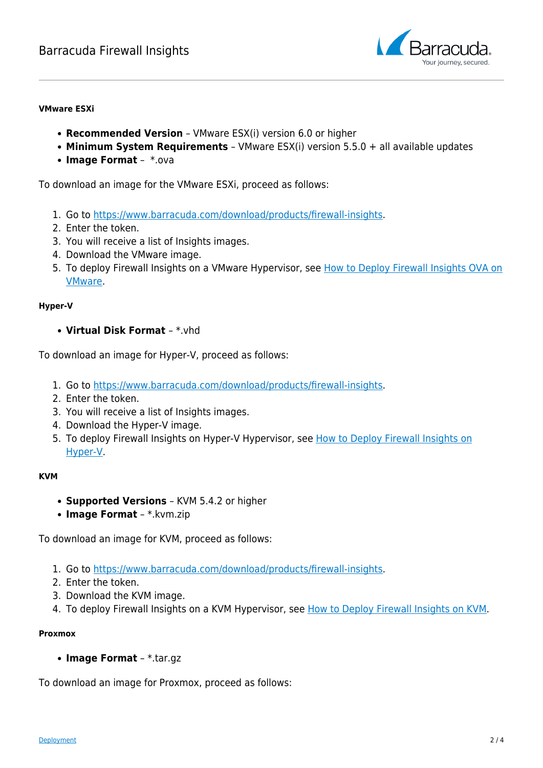#### VMware ESXi

- **Recommended Version** – VMware ESX(i) version 6.0 or higher
- **Minimum System Requirements** – VMware ESX(i) version 5.5.0 + all available updates
- **Image Format** – *.ova

To download an image for the VMware ESXi, proceed as follows:

1. Go to [https://www.barracuda.com/download/products/firewall-insights](https://www.barracuda.com/download/products/firewall-insights).
2. Enter the token.
3. You will receive a list of Insights images.
4. Download the VMware image.
5. To deploy Firewall Insights on a VMware Hypervisor, see [How to Deploy Firewall Insights OVA on VMware]().

#### Hyper-V

- **Virtual Disk Format** – *.vhd

To download an image for Hyper-V, proceed as follows:

1. Go to [https://www.barracuda.com/download/products/firewall-insights](https://www.barracuda.com/download/products/firewall-insights).
2. Enter the token.
3. You will receive a list of Insights images.
4. Download the Hyper-V image.
5. To deploy Firewall Insights on Hyper-V Hypervisor, see [How to Deploy Firewall Insights on Hyper-V]().

#### KVM

- **Supported Versions** – KVM 5.4.2 or higher
- **Image Format** – *.kvm.zip

To download an image for KVM, proceed as follows:

1. Go to [https://www.barracuda.com/download/products/firewall-insights](https://www.barracuda.com/download/products/firewall-insights).
2. Enter the token.
3. Download the KVM image.
4. To deploy Firewall Insights on a KVM Hypervisor, see [How to Deploy Firewall Insights on KVM]().

#### Proxmox

- **Image Format** – *.tar.gz

To download an image for Proxmox, proceed as follows: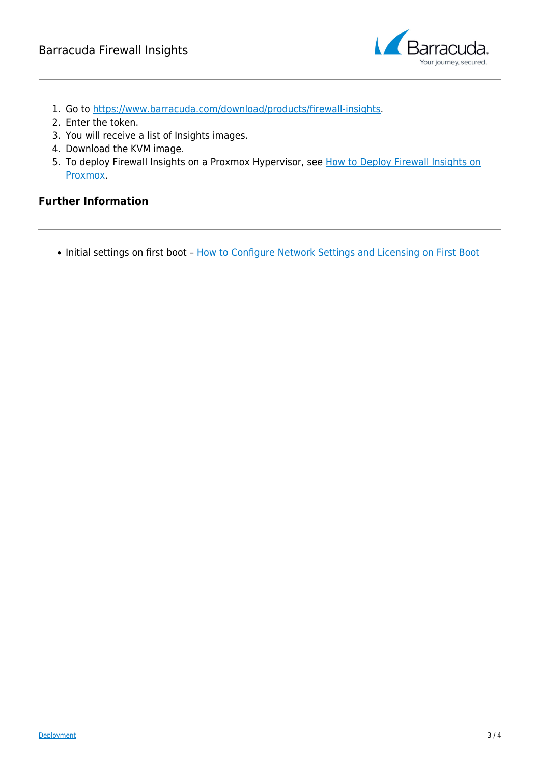1. Go to [https://www.barracuda.com/download/products/firewall-insights](https://www.barracuda.com/download/products/firewall-insights).
2. Enter the token.
3. You will receive a list of Insights images.
4. Download the KVM image.
5. To deploy Firewall Insights on a Proxmox Hypervisor, see How to Deploy Firewall Insights on Proxmox.

## Further Information

- Initial settings on first boot – How to Configure Network Settings and Licensing on First Boot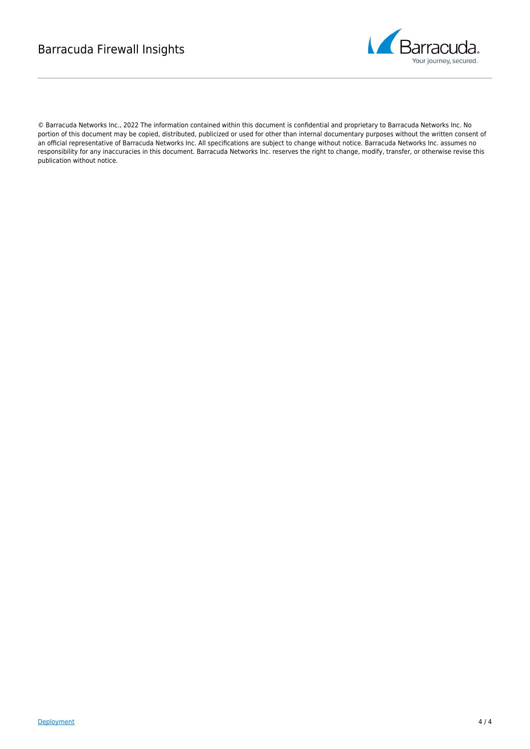© Barracuda Networks Inc., 2022 The information contained within this document is confidential and proprietary to Barracuda Networks Inc. No portion of this document may be copied, distributed, publicized or used for other than internal documentary purposes without the written consent of an official representative of Barracuda Networks Inc. All specifications are subject to change without notice. Barracuda Networks Inc. assumes no responsibility for any inaccuracies in this document. Barracuda Networks Inc. reserves the right to change, modify, transfer, or otherwise revise this publication without notice.